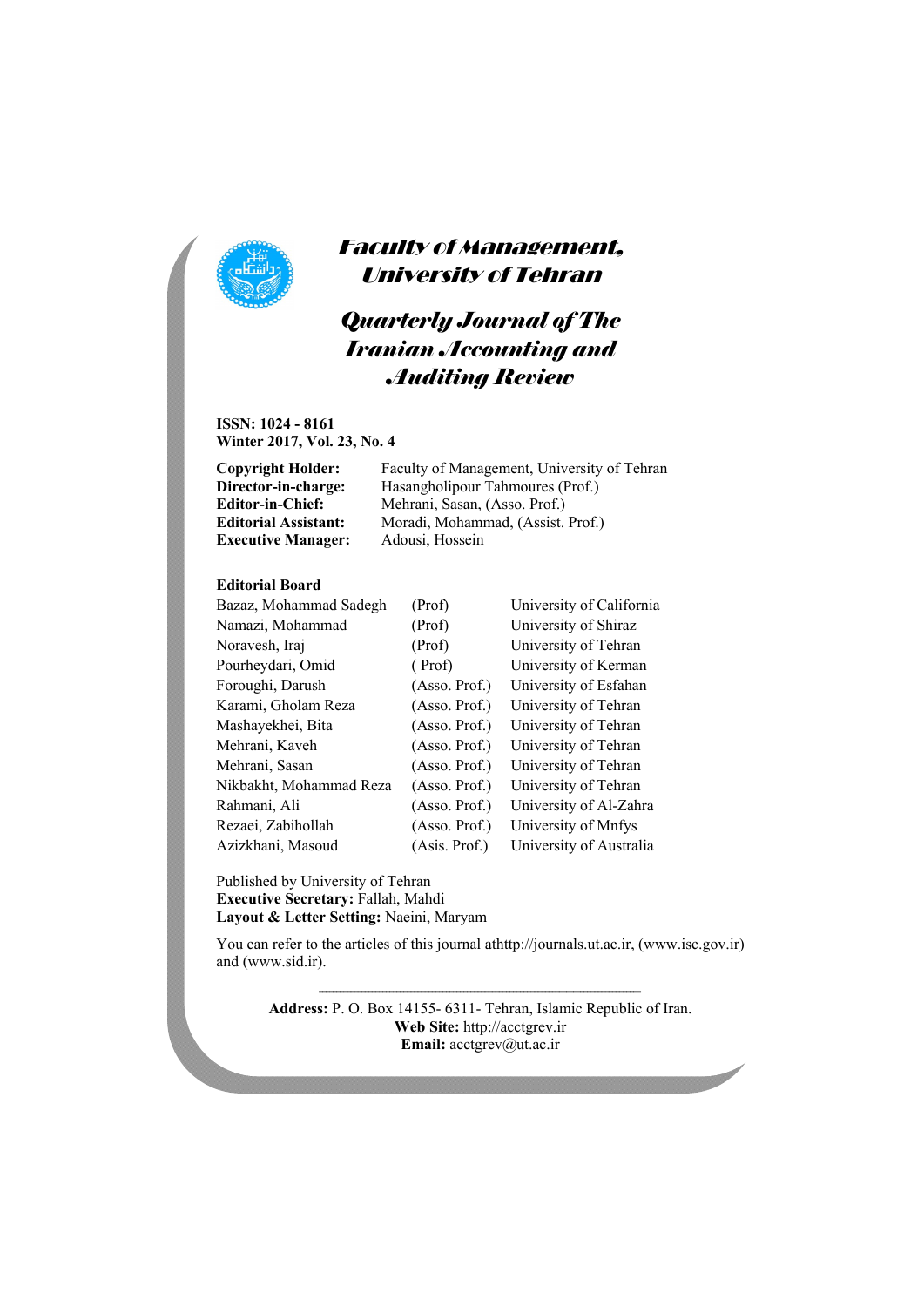# Faculty of Management, University of Tehran

## Quarterly Journal of The Iranian Accounting and Auditing Review

**ISSN: 1024 - 8161**
**Winter 2017, Vol. 23, No. 4**

| | |
|---|---|
| **Copyright Holder:** | Faculty of Management, University of Tehran |
| **Director-in-charge:** | Hasangholipour Tahmoures (Prof.) |
| **Editor-in-Chief:** | Mehrani, Sasan, (Asso. Prof.) |
| **Editorial Assistant:** | Moradi, Mohammad, (Assist. Prof.) |
| **Executive Manager:** | Adousi, Hossein |

**Editorial Board**

| | | |
|---|---|---|
| Bazaz, Mohammad Sadegh | (Prof) | University of California |
| Namazi, Mohammad | (Prof) | University of Shiraz |
| Noravesh, Iraj | (Prof) | University of Tehran |
| Pourheydari, Omid | ( Prof) | University of Kerman |
| Foroughi, Darush | (Asso. Prof.) | University of Esfahan |
| Karami, Gholam Reza | (Asso. Prof.) | University of Tehran |
| Mashayekhei, Bita | (Asso. Prof.) | University of Tehran |
| Mehrani, Kaveh | (Asso. Prof.) | University of Tehran |
| Mehrani, Sasan | (Asso. Prof.) | University of Tehran |
| Nikbakht, Mohammad Reza | (Asso. Prof.) | University of Tehran |
| Rahmani, Ali | (Asso. Prof.) | University of Al-Zahra |
| Rezaei, Zabihollah | (Asso. Prof.) | University of Mnfys |
| Azizkhani, Masoud | (Asis. Prof.) | University of Australia |

Published by University of Tehran
**Executive Secretary:** Fallah, Mahdi
**Layout & Letter Setting:** Naeini, Maryam

You can refer to the articles of this journal athttp://journals.ut.ac.ir, (www.isc.gov.ir) and (www.sid.ir).

---

**Address:** P. O. Box 14155- 6311- Tehran, Islamic Republic of Iran.
**Web Site:** http://acctgrev.ir
**Email:** acctgrev@ut.ac.ir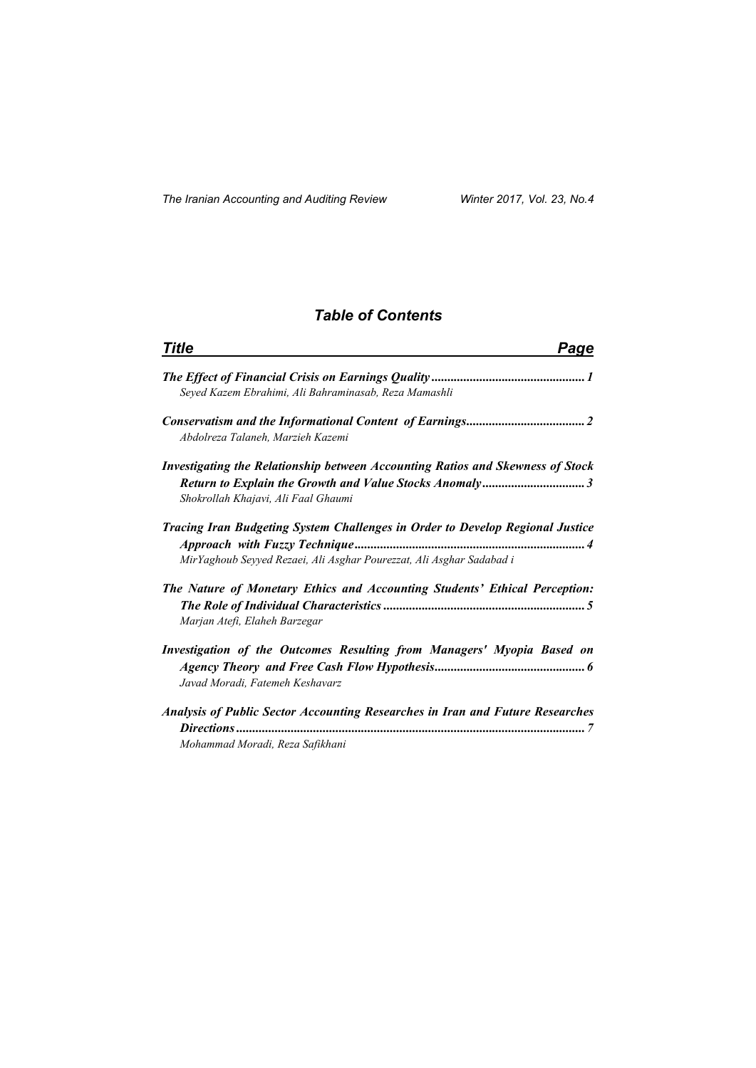## *Table of Contents*

| *Title* | *Page* |
|---|---|
| ***The Effect of Financial Crisis on Earnings Quality*** <br> *Seyed Kazem Ebrahimi, Ali Bahraminasab, Reza Mamashli* | *1* |
| ***Conservatism and the Informational Content of Earnings*** <br> *Abdolreza Talaneh, Marzieh Kazemi* | *2* |
| ***Investigating the Relationship between Accounting Ratios and Skewness of Stock Return to Explain the Growth and Value Stocks Anomaly*** <br> *Shokrollah Khajavi, Ali Faal Ghaumi* | *3* |
| ***Tracing Iran Budgeting System Challenges in Order to Develop Regional Justice Approach with Fuzzy Technique*** <br> *MirYaghoub Seyyed Rezaei, Ali Asghar Pourezzat, Ali Asghar Sadabad i* | *4* |
| ***The Nature of Monetary Ethics and Accounting Students' Ethical Perception: The Role of Individual Characteristics*** <br> *Marjan Atefi, Elaheh Barzegar* | *5* |
| ***Investigation of the Outcomes Resulting from Managers' Myopia Based on Agency Theory and Free Cash Flow Hypothesis*** <br> *Javad Moradi, Fatemeh Keshavarz* | *6* |
| ***Analysis of Public Sector Accounting Researches in Iran and Future Researches Directions*** <br> *Mohammad Moradi, Reza Safikhani* | *7* |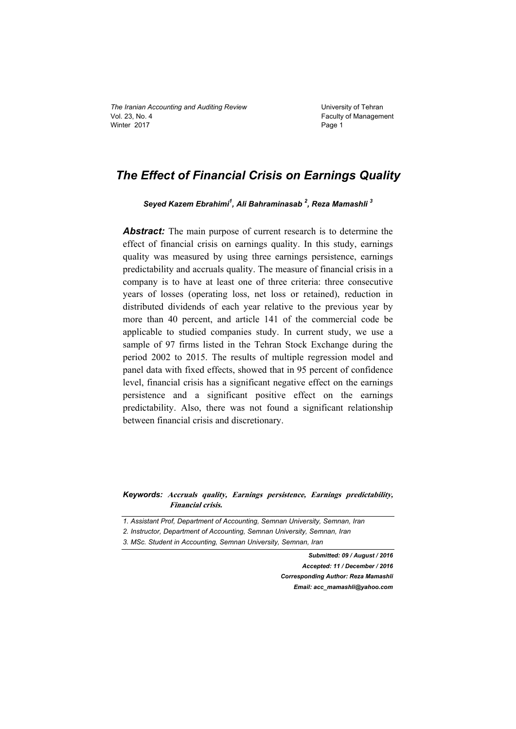# The Effect of Financial Crisis on Earnings Quality

***Seyed Kazem Ebrahimi[1], Ali Bahraminasab [2], Reza Mamashli [3]***

***Abstract:*** The main purpose of current research is to determine the effect of financial crisis on earnings quality. In this study, earnings quality was measured by using three earnings persistence, earnings predictability and accruals quality. The measure of financial crisis in a company is to have at least one of three criteria: three consecutive years of losses (operating loss, net loss or retained), reduction in distributed dividends of each year relative to the previous year by more than 40 percent, and article 141 of the commercial code be applicable to studied companies study. In current study, we use a sample of 97 firms listed in the Tehran Stock Exchange during the period 2002 to 2015. The results of multiple regression model and panel data with fixed effects, showed that in 95 percent of confidence level, financial crisis has a significant negative effect on the earnings persistence and a significant positive effect on the earnings predictability. Also, there was not found a significant relationship between financial crisis and discretionary.

***Keywords:*** ***Accruals quality, Earnings persistence, Earnings predictability, Financial crisis.***

---

*1. Assistant Prof, Department of Accounting, Semnan University, Semnan, Iran*

*2. Instructor, Department of Accounting, Semnan University, Semnan, Iran*

*3. MSc. Student in Accounting, Semnan University, Semnan, Iran*

---

***Submitted: 09 / August / 2016***

***Accepted: 11 / December / 2016***

***Corresponding Author: Reza Mamashli***

***Email: acc_mamashli@yahoo.com***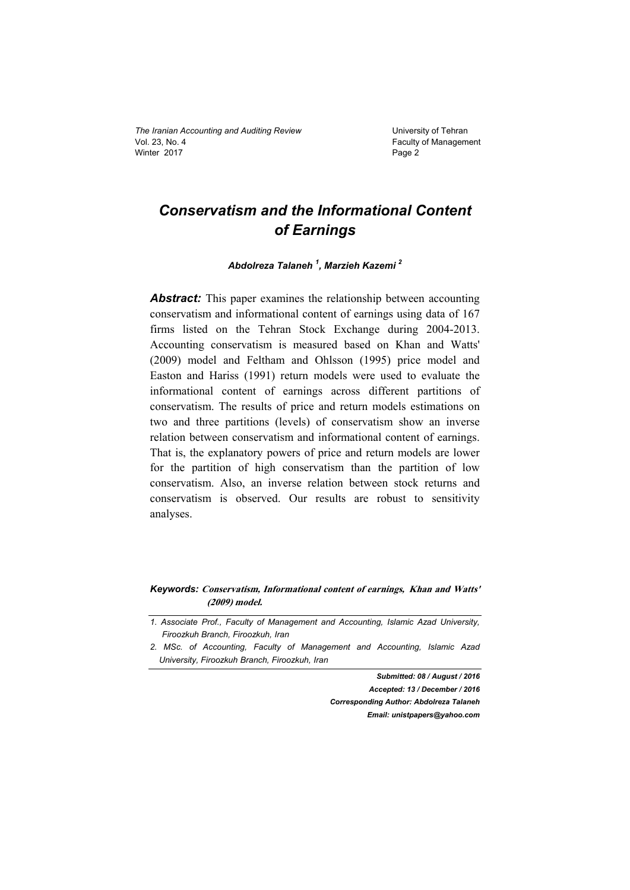# *Conservatism and the Informational Content of Earnings*

***Abdolreza Talaneh* [1], *Marzieh Kazemi* [2]**

***Abstract:*** This paper examines the relationship between accounting conservatism and informational content of earnings using data of 167 firms listed on the Tehran Stock Exchange during 2004-2013. Accounting conservatism is measured based on Khan and Watts' (2009) model and Feltham and Ohlsson (1995) price model and Easton and Hariss (1991) return models were used to evaluate the informational content of earnings across different partitions of conservatism. The results of price and return models estimations on two and three partitions (levels) of conservatism show an inverse relation between conservatism and informational content of earnings. That is, the explanatory powers of price and return models are lower for the partition of high conservatism than the partition of low conservatism. Also, an inverse relation between stock returns and conservatism is observed. Our results are robust to sensitivity analyses.

***Keywords:*** ***Conservatism, Informational content of earnings, Khan and Watts' (2009) model.***

---

*1. Associate Prof., Faculty of Management and Accounting, Islamic Azad University, Firoozkuh Branch, Firoozkuh, Iran*

*2. MSc. of Accounting, Faculty of Management and Accounting, Islamic Azad University, Firoozkuh Branch, Firoozkuh, Iran*

***Submitted: 08 / August / 2016***
***Accepted: 13 / December / 2016***
***Corresponding Author: Abdolreza Talaneh***
***Email: unistpapers@yahoo.com***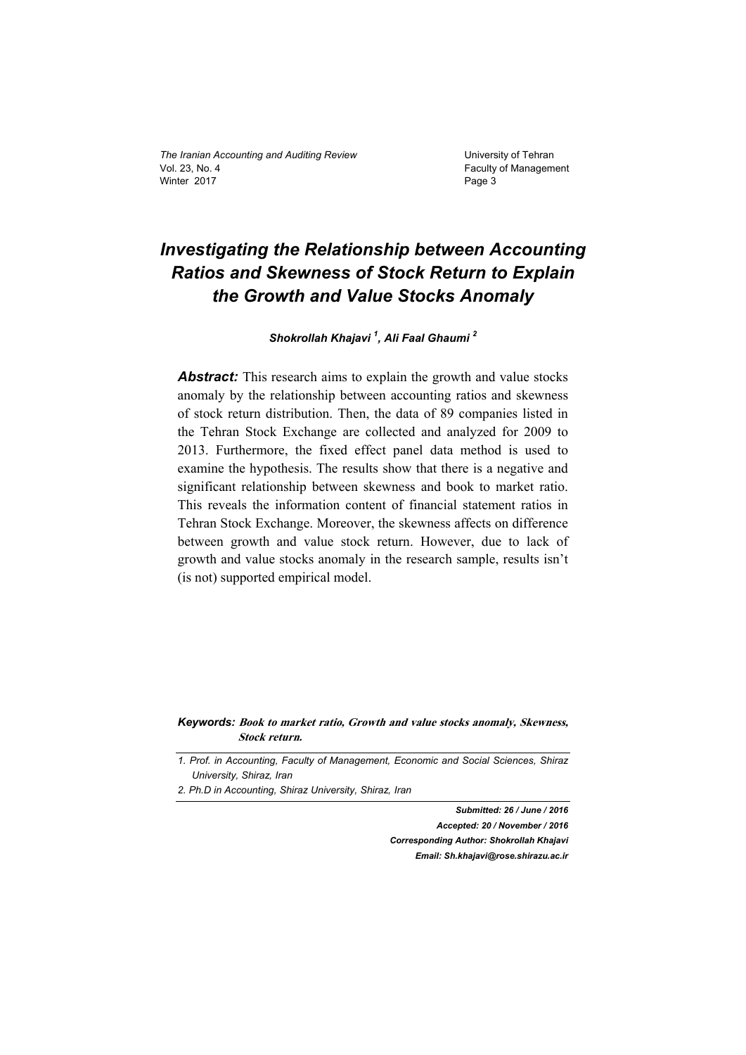# Investigating the Relationship between Accounting Ratios and Skewness of Stock Return to Explain the Growth and Value Stocks Anomaly

***Shokrollah Khajavi [1], Ali Faal Ghaumi [2]***

***Abstract:*** This research aims to explain the growth and value stocks anomaly by the relationship between accounting ratios and skewness of stock return distribution. Then, the data of 89 companies listed in the Tehran Stock Exchange are collected and analyzed for 2009 to 2013. Furthermore, the fixed effect panel data method is used to examine the hypothesis. The results show that there is a negative and significant relationship between skewness and book to market ratio. This reveals the information content of financial statement ratios in Tehran Stock Exchange. Moreover, the skewness affects on difference between growth and value stock return. However, due to lack of growth and value stocks anomaly in the research sample, results isn't (is not) supported empirical model.

***Keywords:*** ***Book to market ratio, Growth and value stocks anomaly, Skewness, Stock return.***

---

*1. Prof. in Accounting, Faculty of Management, Economic and Social Sciences, Shiraz University, Shiraz, Iran*

*2. Ph.D in Accounting, Shiraz University, Shiraz, Iran*

---

***Submitted: 26 / June / 2016***

***Accepted: 20 / November / 2016***

***Corresponding Author: Shokrollah Khajavi***

***Email: Sh.khajavi@rose.shirazu.ac.ir***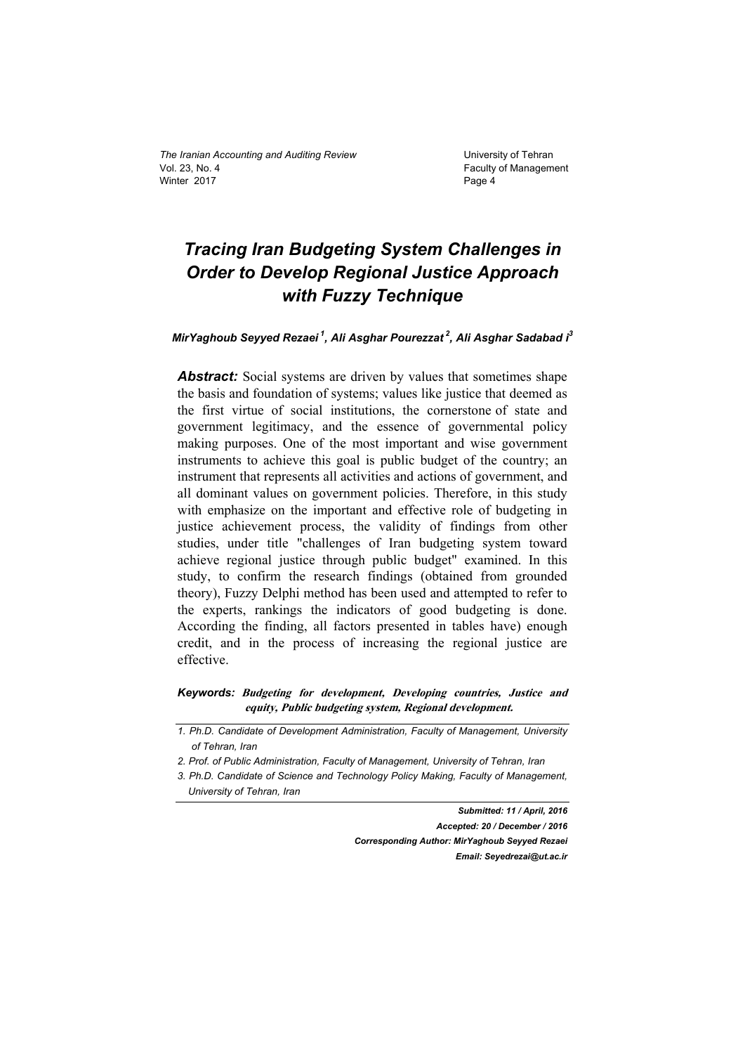# Tracing Iran Budgeting System Challenges in Order to Develop Regional Justice Approach with Fuzzy Technique

***MirYaghoub Seyyed Rezaei[1], Ali Asghar Pourezzat[2], Ali Asghar Sadabad i[3]***

***Abstract:*** Social systems are driven by values that sometimes shape the basis and foundation of systems; values like justice that deemed as the first virtue of social institutions, the cornerstone of state and government legitimacy, and the essence of governmental policy making purposes. One of the most important and wise government instruments to achieve this goal is public budget of the country; an instrument that represents all activities and actions of government, and all dominant values on government policies. Therefore, in this study with emphasize on the important and effective role of budgeting in justice achievement process, the validity of findings from other studies, under title "challenges of Iran budgeting system toward achieve regional justice through public budget" examined. In this study, to confirm the research findings (obtained from grounded theory), Fuzzy Delphi method has been used and attempted to refer to the experts, rankings the indicators of good budgeting is done. According the finding, all factors presented in tables have) enough credit, and in the process of increasing the regional justice are effective.

***Keywords:*** ***Budgeting for development, Developing countries, Justice and equity, Public budgeting system, Regional development.***

---

*1. Ph.D. Candidate of Development Administration, Faculty of Management, University of Tehran, Iran*

*2. Prof. of Public Administration, Faculty of Management, University of Tehran, Iran*

*3. Ph.D. Candidate of Science and Technology Policy Making, Faculty of Management, University of Tehran, Iran*

---

***Submitted: 11 / April, 2016***

***Accepted: 20 / December / 2016***

***Corresponding Author: MirYaghoub Seyyed Rezaei***

***Email: Seyedrezai@ut.ac.ir***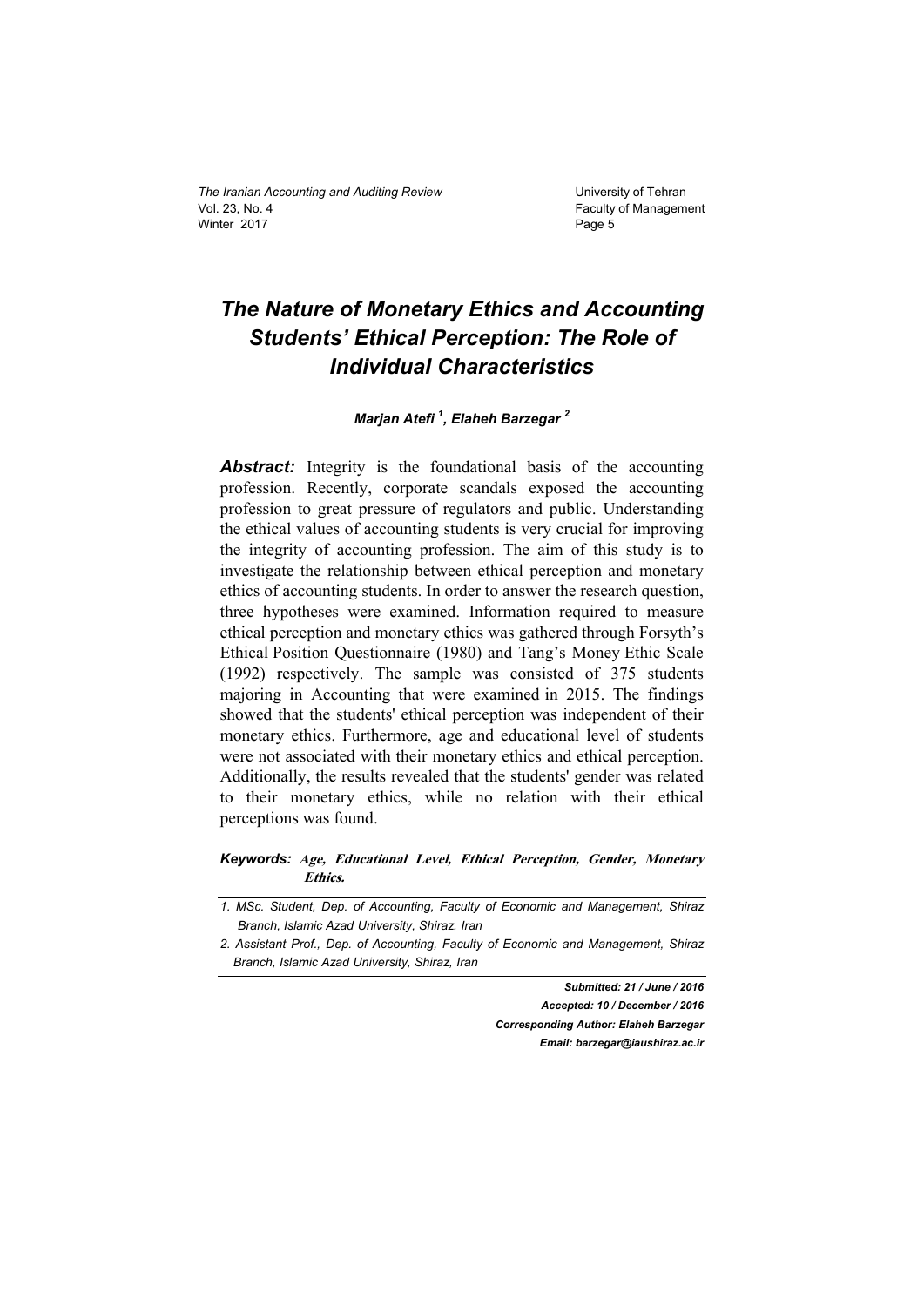# The Nature of Monetary Ethics and Accounting Students' Ethical Perception: The Role of Individual Characteristics

***Marjan Atefi*** [1]***, Elaheh Barzegar*** [2]

***Abstract:*** Integrity is the foundational basis of the accounting profession. Recently, corporate scandals exposed the accounting profession to great pressure of regulators and public. Understanding the ethical values of accounting students is very crucial for improving the integrity of accounting profession. The aim of this study is to investigate the relationship between ethical perception and monetary ethics of accounting students. In order to answer the research question, three hypotheses were examined. Information required to measure ethical perception and monetary ethics was gathered through Forsyth's Ethical Position Questionnaire (1980) and Tang's Money Ethic Scale (1992) respectively. The sample was consisted of 375 students majoring in Accounting that were examined in 2015. The findings showed that the students' ethical perception was independent of their monetary ethics. Furthermore, age and educational level of students were not associated with their monetary ethics and ethical perception. Additionally, the results revealed that the students' gender was related to their monetary ethics, while no relation with their ethical perceptions was found.

***Keywords:*** ***Age, Educational Level, Ethical Perception, Gender, Monetary Ethics.***

---

*1. MSc. Student, Dep. of Accounting, Faculty of Economic and Management, Shiraz Branch, Islamic Azad University, Shiraz, Iran*

*2. Assistant Prof., Dep. of Accounting, Faculty of Economic and Management, Shiraz Branch, Islamic Azad University, Shiraz, Iran*

***Submitted: 21 / June / 2016***
***Accepted: 10 / December / 2016***
***Corresponding Author: Elaheh Barzegar***
***Email: barzegar@iaushiraz.ac.ir***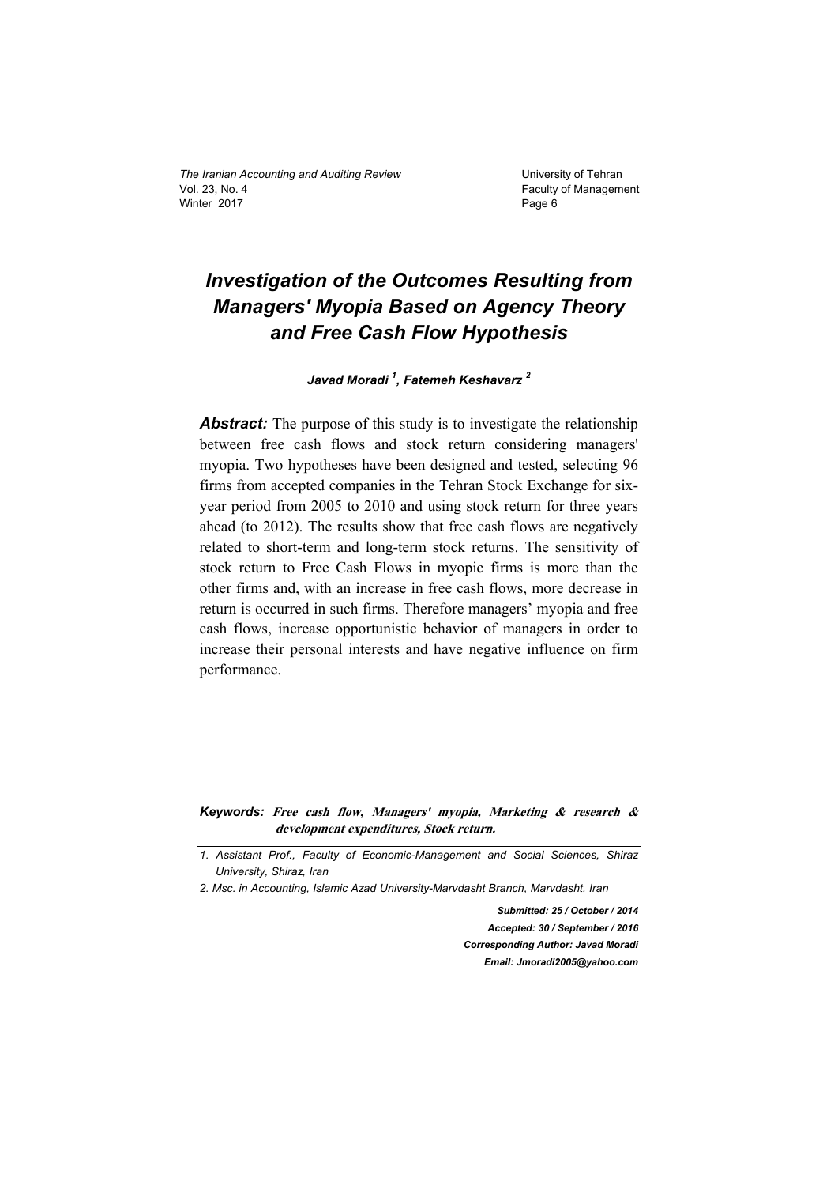# Investigation of the Outcomes Resulting from Managers' Myopia Based on Agency Theory and Free Cash Flow Hypothesis

***Javad Moradi* [1]*, Fatemeh Keshavarz* [2]**

***Abstract:*** The purpose of this study is to investigate the relationship between free cash flows and stock return considering managers' myopia. Two hypotheses have been designed and tested, selecting 96 firms from accepted companies in the Tehran Stock Exchange for six-year period from 2005 to 2010 and using stock return for three years ahead (to 2012). The results show that free cash flows are negatively related to short-term and long-term stock returns. The sensitivity of stock return to Free Cash Flows in myopic firms is more than the other firms and, with an increase in free cash flows, more decrease in return is occurred in such firms. Therefore managers' myopia and free cash flows, increase opportunistic behavior of managers in order to increase their personal interests and have negative influence on firm performance.

**Keywords:** ***Free cash flow, Managers' myopia, Marketing & research & development expenditures, Stock return.***

---

*1. Assistant Prof., Faculty of Economic-Management and Social Sciences, Shiraz University, Shiraz, Iran*

*2. Msc. in Accounting, Islamic Azad University-Marvdasht Branch, Marvdasht, Iran*

***Submitted: 25 / October / 2014***

***Accepted: 30 / September / 2016***

***Corresponding Author: Javad Moradi***

***Email: Jmoradi2005@yahoo.com***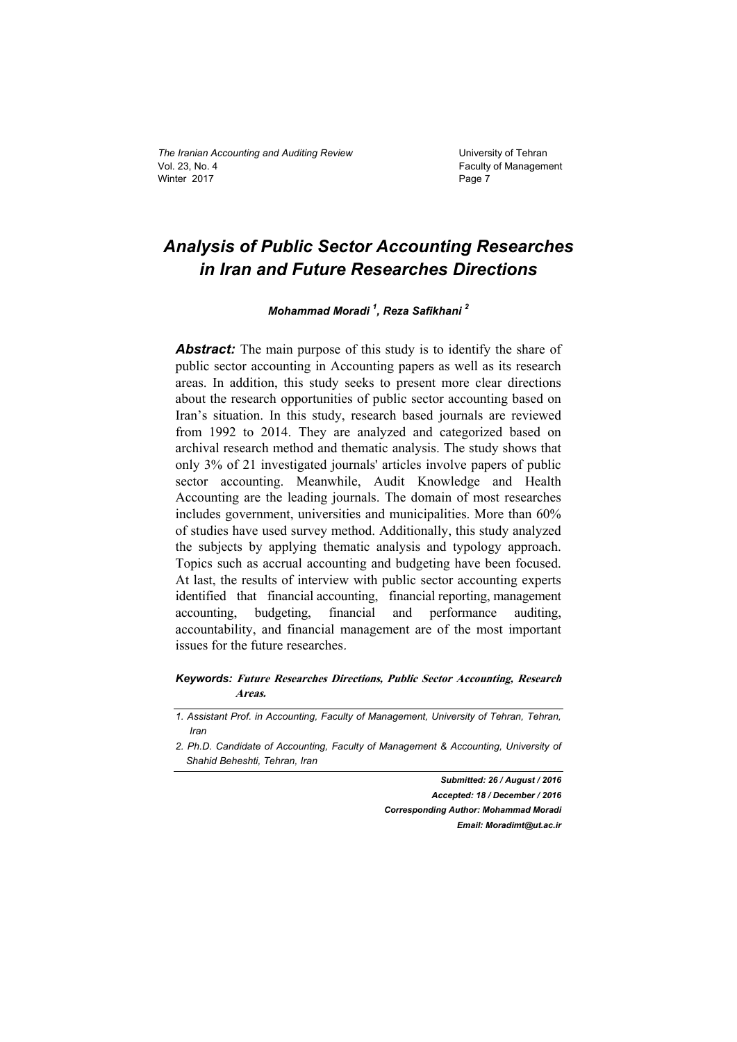# Analysis of Public Sector Accounting Researches in Iran and Future Researches Directions

***Mohammad Moradi*** [1]***, Reza Safikhani*** [2]

***Abstract:*** The main purpose of this study is to identify the share of public sector accounting in Accounting papers as well as its research areas. In addition, this study seeks to present more clear directions about the research opportunities of public sector accounting based on Iran's situation. In this study, research based journals are reviewed from 1992 to 2014. They are analyzed and categorized based on archival research method and thematic analysis. The study shows that only 3% of 21 investigated journals' articles involve papers of public sector accounting. Meanwhile, Audit Knowledge and Health Accounting are the leading journals. The domain of most researches includes government, universities and municipalities. More than 60% of studies have used survey method. Additionally, this study analyzed the subjects by applying thematic analysis and typology approach. Topics such as accrual accounting and budgeting have been focused. At last, the results of interview with public sector accounting experts identified that financial accounting, financial reporting, management accounting, budgeting, financial and performance auditing, accountability, and financial management are of the most important issues for the future researches.

***Keywords:*** ***Future Researches Directions, Public Sector Accounting, Research Areas.***

---

*1. Assistant Prof. in Accounting, Faculty of Management, University of Tehran, Tehran, Iran*

*2. Ph.D. Candidate of Accounting, Faculty of Management & Accounting, University of Shahid Beheshti, Tehran, Iran*

---

***Submitted: 26 / August / 2016***

***Accepted: 18 / December / 2016***

***Corresponding Author: Mohammad Moradi***

***Email: Moradimt@ut.ac.ir***